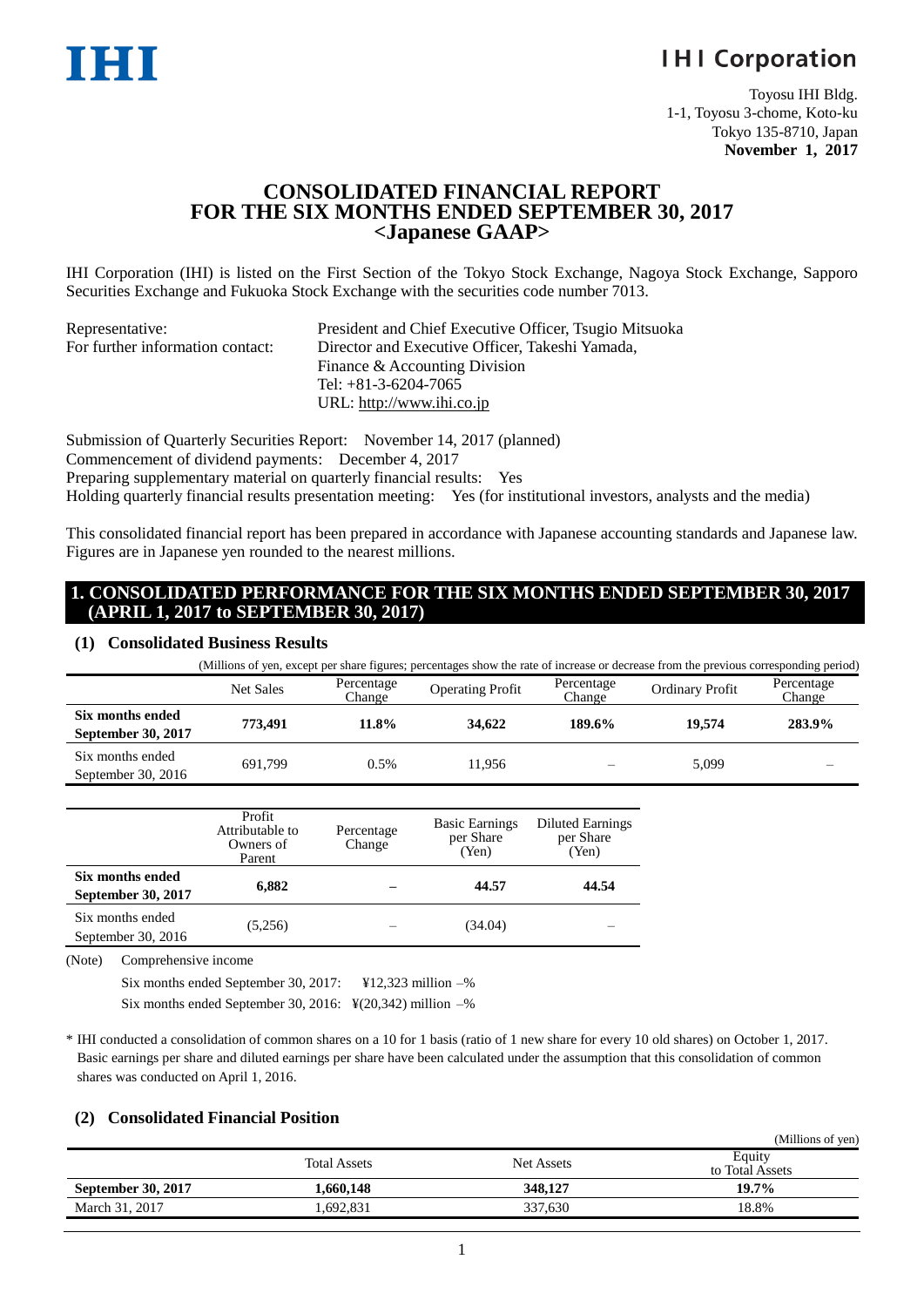IHI

**IHI Corporation**

Toyosu IHI Bldg.
1-1, Toyosu 3-chome, Koto-ku
Tokyo 135-8710, Japan
**November 1, 2017**

# CONSOLIDATED FINANCIAL REPORT FOR THE SIX MONTHS ENDED SEPTEMBER 30, 2017 <Japanese GAAP>

IHI Corporation (IHI) is listed on the First Section of the Tokyo Stock Exchange, Nagoya Stock Exchange, Sapporo Securities Exchange and Fukuoka Stock Exchange with the securities code number 7013.

Representative: President and Chief Executive Officer, Tsugio Mitsuoka
For further information contact: Director and Executive Officer, Takeshi Yamada,
Finance & Accounting Division
Tel: +81-3-6204-7065
URL: http://www.ihi.co.jp

Submission of Quarterly Securities Report: November 14, 2017 (planned)
Commencement of dividend payments: December 4, 2017
Preparing supplementary material on quarterly financial results: Yes
Holding quarterly financial results presentation meeting: Yes (for institutional investors, analysts and the media)

This consolidated financial report has been prepared in accordance with Japanese accounting standards and Japanese law. Figures are in Japanese yen rounded to the nearest millions.

## 1. CONSOLIDATED PERFORMANCE FOR THE SIX MONTHS ENDED SEPTEMBER 30, 2017 (APRIL 1, 2017 to SEPTEMBER 30, 2017)

### (1) Consolidated Business Results

(Millions of yen, except per share figures; percentages show the rate of increase or decrease from the previous corresponding period)

| | Net Sales | Percentage Change | Operating Profit | Percentage Change | Ordinary Profit | Percentage Change |
|---|---|---|---|---|---|---|
| **Six months ended September 30, 2017** | **773,491** | **11.8%** | **34,622** | **189.6%** | **19,574** | **283.9%** |
| Six months ended September 30, 2016 | 691,799 | 0.5% | 11,956 | – | 5,099 | – |

| | Profit Attributable to Owners of Parent | Percentage Change | Basic Earnings per Share (Yen) | Diluted Earnings per Share (Yen) |
|---|---|---|---|---|
| **Six months ended September 30, 2017** | **6,882** | **–** | **44.57** | **44.54** |
| Six months ended September 30, 2016 | (5,256) | – | (34.04) | – |

(Note) Comprehensive income

Six months ended September 30, 2017: ¥12,323 million –%
Six months ended September 30, 2016: ¥(20,342) million –%

\* IHI conducted a consolidation of common shares on a 10 for 1 basis (ratio of 1 new share for every 10 old shares) on October 1, 2017. Basic earnings per share and diluted earnings per share have been calculated under the assumption that this consolidation of common shares was conducted on April 1, 2016.

### (2) Consolidated Financial Position

(Millions of yen)

| | Total Assets | Net Assets | Equity to Total Assets |
|---|---|---|---|
| **September 30, 2017** | **1,660,148** | **348,127** | **19.7%** |
| March 31, 2017 | 1,692,831 | 337,630 | 18.8% |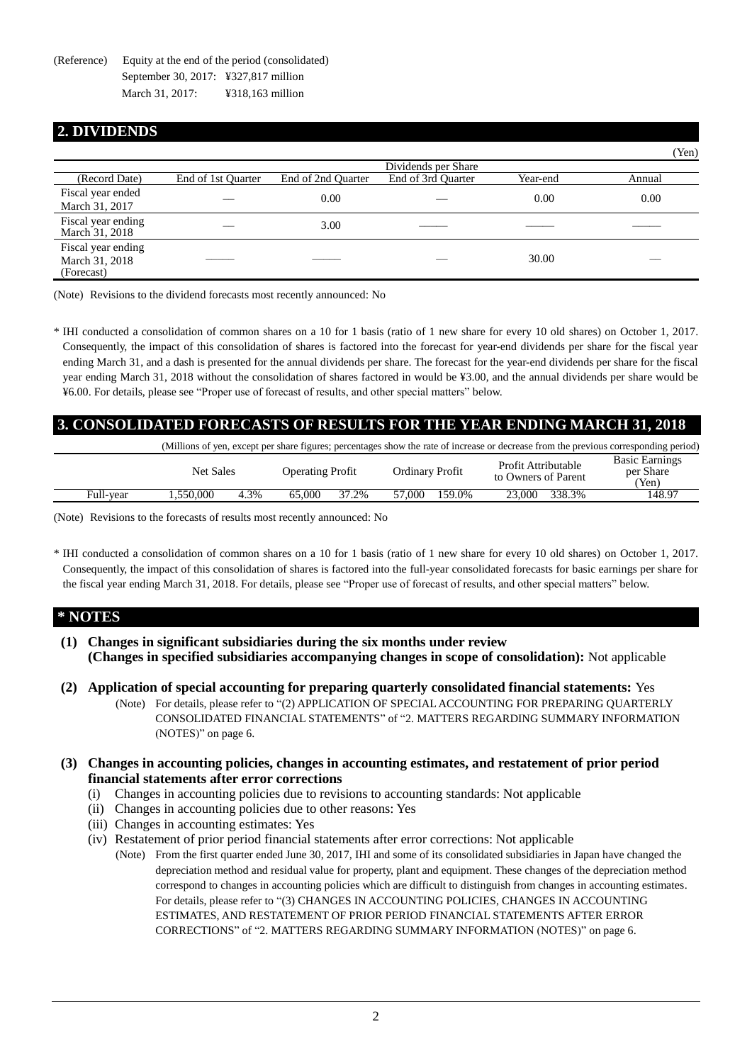(Reference) Equity at the end of the period (consolidated)

September 30, 2017: ¥327,817 million

March 31, 2017: ¥318,163 million

## 2. DIVIDENDS

(Yen)

| | Dividends per Share | | | | |
|---|---|---|---|---|---|
| (Record Date) | End of 1st Quarter | End of 2nd Quarter | End of 3rd Quarter | Year-end | Annual |
| Fiscal year ended March 31, 2017 | — | 0.00 | — | 0.00 | 0.00 |
| Fiscal year ending March 31, 2018 | — | 3.00 | —— | —— | —— |
| Fiscal year ending March 31, 2018 (Forecast) | —— | —— | — | 30.00 | — |

(Note) Revisions to the dividend forecasts most recently announced: No

* IHI conducted a consolidation of common shares on a 10 for 1 basis (ratio of 1 new share for every 10 old shares) on October 1, 2017. Consequently, the impact of this consolidation of shares is factored into the forecast for year-end dividends per share for the fiscal year ending March 31, and a dash is presented for the annual dividends per share. The forecast for the year-end dividends per share for the fiscal year ending March 31, 2018 without the consolidation of shares factored in would be ¥3.00, and the annual dividends per share would be ¥6.00. For details, please see "Proper use of forecast of results, and other special matters" below.

## 3. CONSOLIDATED FORECASTS OF RESULTS FOR THE YEAR ENDING MARCH 31, 2018

(Millions of yen, except per share figures; percentages show the rate of increase or decrease from the previous corresponding period)

| | Net Sales | | Operating Profit | | Ordinary Profit | | Profit Attributable to Owners of Parent | | Basic Earnings per Share (Yen) |
|---|---|---|---|---|---|---|---|---|---|
| Full-year | 1,550,000 | 4.3% | 65,000 | 37.2% | 57,000 | 159.0% | 23,000 | 338.3% | 148.97 |

(Note) Revisions to the forecasts of results most recently announced: No

* IHI conducted a consolidation of common shares on a 10 for 1 basis (ratio of 1 new share for every 10 old shares) on October 1, 2017. Consequently, the impact of this consolidation of shares is factored into the full-year consolidated forecasts for basic earnings per share for the fiscal year ending March 31, 2018. For details, please see "Proper use of forecast of results, and other special matters" below.

## * NOTES

**(1) Changes in significant subsidiaries during the six months under review (Changes in specified subsidiaries accompanying changes in scope of consolidation):** Not applicable

**(2) Application of special accounting for preparing quarterly consolidated financial statements:** Yes

(Note) For details, please refer to "(2) APPLICATION OF SPECIAL ACCOUNTING FOR PREPARING QUARTERLY CONSOLIDATED FINANCIAL STATEMENTS" of "2. MATTERS REGARDING SUMMARY INFORMATION (NOTES)" on page 6.

**(3) Changes in accounting policies, changes in accounting estimates, and restatement of prior period financial statements after error corrections**

(i) Changes in accounting policies due to revisions to accounting standards: Not applicable

(ii) Changes in accounting policies due to other reasons: Yes

(iii) Changes in accounting estimates: Yes

(iv) Restatement of prior period financial statements after error corrections: Not applicable

(Note) From the first quarter ended June 30, 2017, IHI and some of its consolidated subsidiaries in Japan have changed the depreciation method and residual value for property, plant and equipment. These changes of the depreciation method correspond to changes in accounting policies which are difficult to distinguish from changes in accounting estimates. For details, please refer to "(3) CHANGES IN ACCOUNTING POLICIES, CHANGES IN ACCOUNTING ESTIMATES, AND RESTATEMENT OF PRIOR PERIOD FINANCIAL STATEMENTS AFTER ERROR CORRECTIONS" of "2. MATTERS REGARDING SUMMARY INFORMATION (NOTES)" on page 6.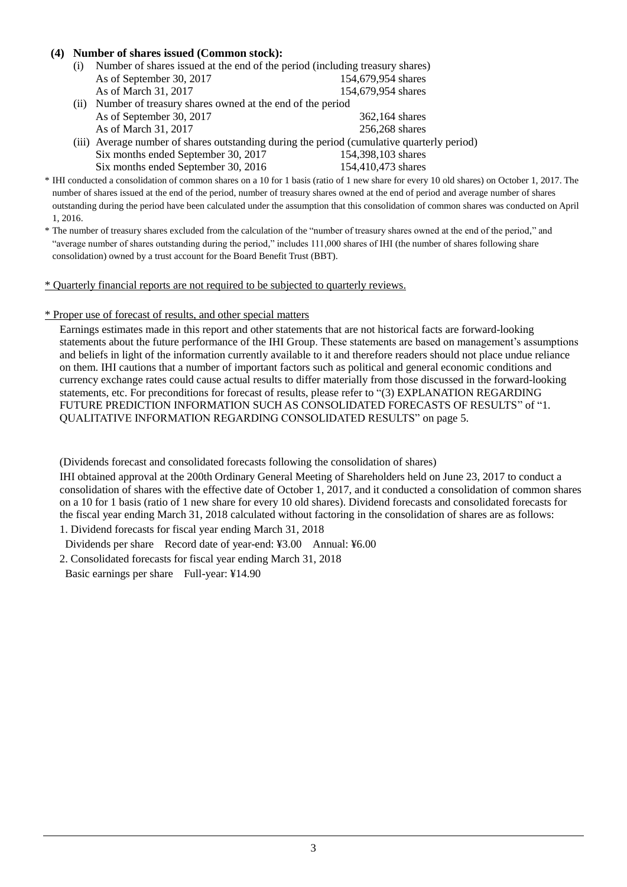**(4) Number of shares issued (Common stock):**

(i) Number of shares issued at the end of the period (including treasury shares)

| | |
|---|---|
| As of September 30, 2017 | 154,679,954 shares |
| As of March 31, 2017 | 154,679,954 shares |

(ii) Number of treasury shares owned at the end of the period

| | |
|---|---|
| As of September 30, 2017 | 362,164 shares |
| As of March 31, 2017 | 256,268 shares |

(iii) Average number of shares outstanding during the period (cumulative quarterly period)

| | |
|---|---|
| Six months ended September 30, 2017 | 154,398,103 shares |
| Six months ended September 30, 2016 | 154,410,473 shares |

\* IHI conducted a consolidation of common shares on a 10 for 1 basis (ratio of 1 new share for every 10 old shares) on October 1, 2017. The number of shares issued at the end of the period, number of treasury shares owned at the end of period and average number of shares outstanding during the period have been calculated under the assumption that this consolidation of common shares was conducted on April 1, 2016.

\* The number of treasury shares excluded from the calculation of the "number of treasury shares owned at the end of the period," and "average number of shares outstanding during the period," includes 111,000 shares of IHI (the number of shares following share consolidation) owned by a trust account for the Board Benefit Trust (BBT).

\* Quarterly financial reports are not required to be subjected to quarterly reviews.

\* Proper use of forecast of results, and other special matters

Earnings estimates made in this report and other statements that are not historical facts are forward-looking statements about the future performance of the IHI Group. These statements are based on management's assumptions and beliefs in light of the information currently available to it and therefore readers should not place undue reliance on them. IHI cautions that a number of important factors such as political and general economic conditions and currency exchange rates could cause actual results to differ materially from those discussed in the forward-looking statements, etc. For preconditions for forecast of results, please refer to "(3) EXPLANATION REGARDING FUTURE PREDICTION INFORMATION SUCH AS CONSOLIDATED FORECASTS OF RESULTS" of "1. QUALITATIVE INFORMATION REGARDING CONSOLIDATED RESULTS" on page 5.

(Dividends forecast and consolidated forecasts following the consolidation of shares)

IHI obtained approval at the 200th Ordinary General Meeting of Shareholders held on June 23, 2017 to conduct a consolidation of shares with the effective date of October 1, 2017, and it conducted a consolidation of common shares on a 10 for 1 basis (ratio of 1 new share for every 10 old shares). Dividend forecasts and consolidated forecasts for the fiscal year ending March 31, 2018 calculated without factoring in the consolidation of shares are as follows:

1. Dividend forecasts for fiscal year ending March 31, 2018

   Dividends per share  Record date of year-end: ¥3.00  Annual: ¥6.00

2. Consolidated forecasts for fiscal year ending March 31, 2018

   Basic earnings per share  Full-year: ¥14.90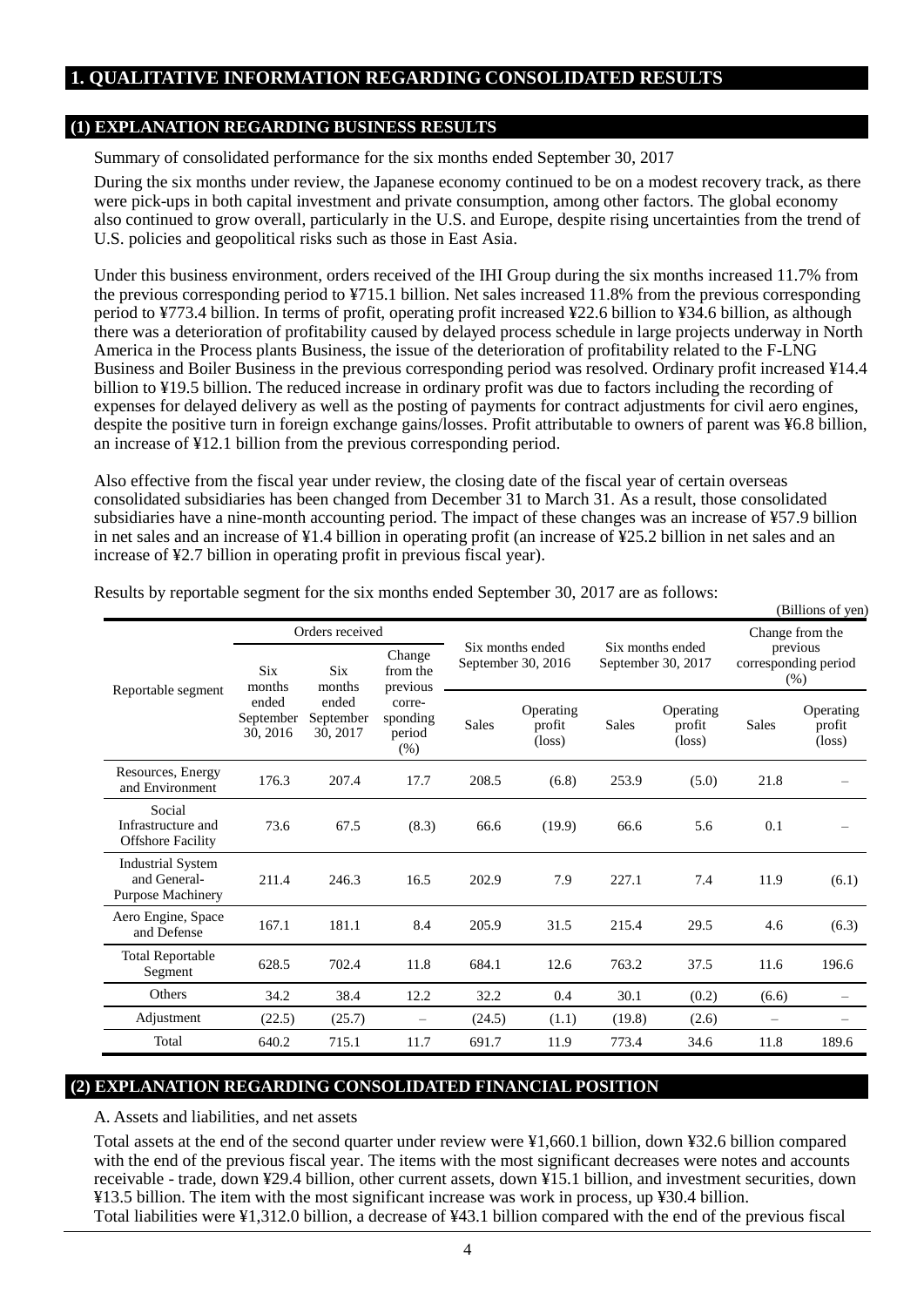# 1. QUALITATIVE INFORMATION REGARDING CONSOLIDATED RESULTS

## (1) EXPLANATION REGARDING BUSINESS RESULTS

Summary of consolidated performance for the six months ended September 30, 2017

During the six months under review, the Japanese economy continued to be on a modest recovery track, as there were pick-ups in both capital investment and private consumption, among other factors. The global economy also continued to grow overall, particularly in the U.S. and Europe, despite rising uncertainties from the trend of U.S. policies and geopolitical risks such as those in East Asia.

Under this business environment, orders received of the IHI Group during the six months increased 11.7% from the previous corresponding period to ¥715.1 billion. Net sales increased 11.8% from the previous corresponding period to ¥773.4 billion. In terms of profit, operating profit increased ¥22.6 billion to ¥34.6 billion, as although there was a deterioration of profitability caused by delayed process schedule in large projects underway in North America in the Process plants Business, the issue of the deterioration of profitability related to the F-LNG Business and Boiler Business in the previous corresponding period was resolved. Ordinary profit increased ¥14.4 billion to ¥19.5 billion. The reduced increase in ordinary profit was due to factors including the recording of expenses for delayed delivery as well as the posting of payments for contract adjustments for civil aero engines, despite the positive turn in foreign exchange gains/losses. Profit attributable to owners of parent was ¥6.8 billion, an increase of ¥12.1 billion from the previous corresponding period.

Also effective from the fiscal year under review, the closing date of the fiscal year of certain overseas consolidated subsidiaries has been changed from December 31 to March 31. As a result, those consolidated subsidiaries have a nine-month accounting period. The impact of these changes was an increase of ¥57.9 billion in net sales and an increase of ¥1.4 billion in operating profit (an increase of ¥25.2 billion in net sales and an increase of ¥2.7 billion in operating profit in previous fiscal year).

Results by reportable segment for the six months ended September 30, 2017 are as follows:

(Billions of yen)

| Reportable segment | Orders received | | | Six months ended September 30, 2016 | | Six months ended September 30, 2017 | | Change from the previous corresponding period (%) | |
|---|---|---|---|---|---|---|---|---|---|
| | Six months ended September 30, 2016 | Six months ended September 30, 2017 | Change from the previous corre-sponding period (%) | Sales | Operating profit (loss) | Sales | Operating profit (loss) | Sales | Operating profit (loss) |
| Resources, Energy and Environment | 176.3 | 207.4 | 17.7 | 208.5 | (6.8) | 253.9 | (5.0) | 21.8 | – |
| Social Infrastructure and Offshore Facility | 73.6 | 67.5 | (8.3) | 66.6 | (19.9) | 66.6 | 5.6 | 0.1 | – |
| Industrial System and General-Purpose Machinery | 211.4 | 246.3 | 16.5 | 202.9 | 7.9 | 227.1 | 7.4 | 11.9 | (6.1) |
| Aero Engine, Space and Defense | 167.1 | 181.1 | 8.4 | 205.9 | 31.5 | 215.4 | 29.5 | 4.6 | (6.3) |
| Total Reportable Segment | 628.5 | 702.4 | 11.8 | 684.1 | 12.6 | 763.2 | 37.5 | 11.6 | 196.6 |
| Others | 34.2 | 38.4 | 12.2 | 32.2 | 0.4 | 30.1 | (0.2) | (6.6) | – |
| Adjustment | (22.5) | (25.7) | – | (24.5) | (1.1) | (19.8) | (2.6) | – | – |
| Total | 640.2 | 715.1 | 11.7 | 691.7 | 11.9 | 773.4 | 34.6 | 11.8 | 189.6 |

## (2) EXPLANATION REGARDING CONSOLIDATED FINANCIAL POSITION

A. Assets and liabilities, and net assets

Total assets at the end of the second quarter under review were ¥1,660.1 billion, down ¥32.6 billion compared with the end of the previous fiscal year. The items with the most significant decreases were notes and accounts receivable - trade, down ¥29.4 billion, other current assets, down ¥15.1 billion, and investment securities, down ¥13.5 billion. The item with the most significant increase was work in process, up ¥30.4 billion.
Total liabilities were ¥1,312.0 billion, a decrease of ¥43.1 billion compared with the end of the previous fiscal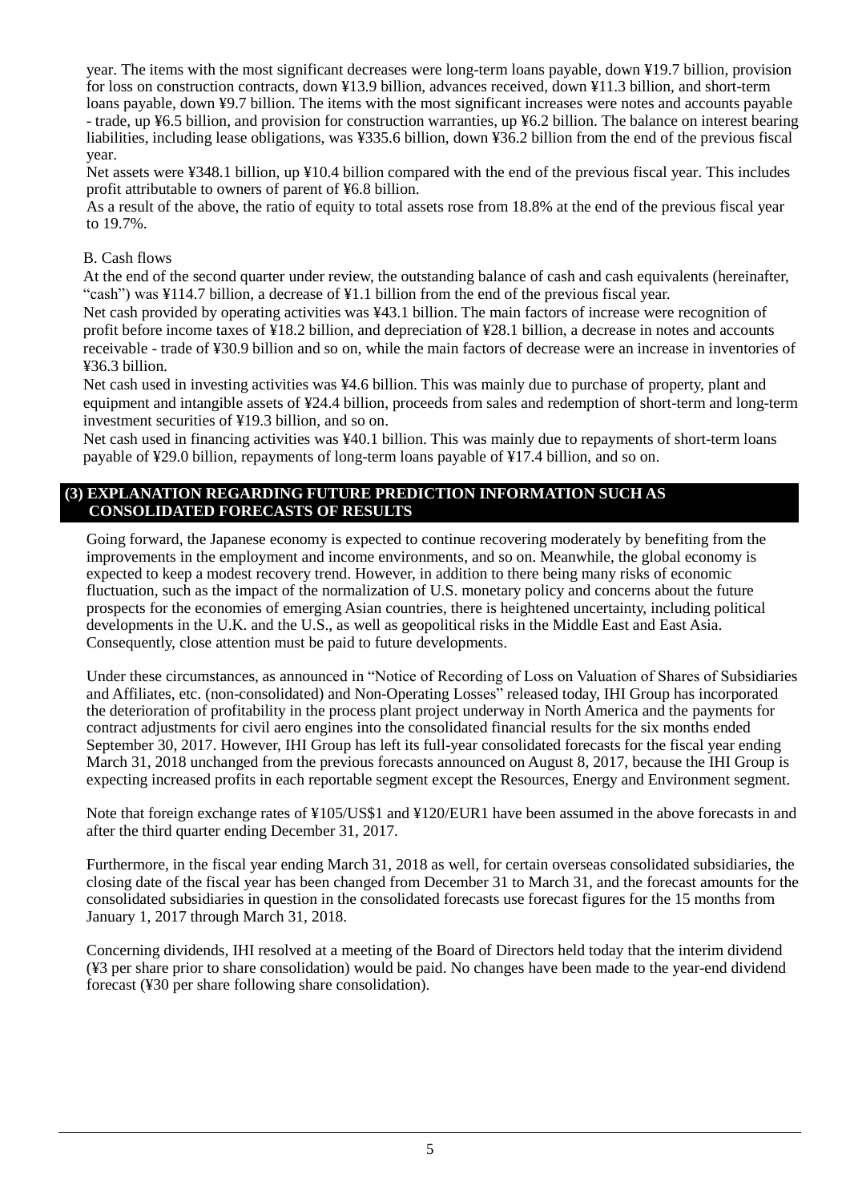year. The items with the most significant decreases were long-term loans payable, down ¥19.7 billion, provision for loss on construction contracts, down ¥13.9 billion, advances received, down ¥11.3 billion, and short-term loans payable, down ¥9.7 billion. The items with the most significant increases were notes and accounts payable - trade, up ¥6.5 billion, and provision for construction warranties, up ¥6.2 billion. The balance on interest bearing liabilities, including lease obligations, was ¥335.6 billion, down ¥36.2 billion from the end of the previous fiscal year.

Net assets were ¥348.1 billion, up ¥10.4 billion compared with the end of the previous fiscal year. This includes profit attributable to owners of parent of ¥6.8 billion.

As a result of the above, the ratio of equity to total assets rose from 18.8% at the end of the previous fiscal year to 19.7%.

B. Cash flows

At the end of the second quarter under review, the outstanding balance of cash and cash equivalents (hereinafter, "cash") was ¥114.7 billion, a decrease of ¥1.1 billion from the end of the previous fiscal year.

Net cash provided by operating activities was ¥43.1 billion. The main factors of increase were recognition of profit before income taxes of ¥18.2 billion, and depreciation of ¥28.1 billion, a decrease in notes and accounts receivable - trade of ¥30.9 billion and so on, while the main factors of decrease were an increase in inventories of ¥36.3 billion.

Net cash used in investing activities was ¥4.6 billion. This was mainly due to purchase of property, plant and equipment and intangible assets of ¥24.4 billion, proceeds from sales and redemption of short-term and long-term investment securities of ¥19.3 billion, and so on.

Net cash used in financing activities was ¥40.1 billion. This was mainly due to repayments of short-term loans payable of ¥29.0 billion, repayments of long-term loans payable of ¥17.4 billion, and so on.

### (3) EXPLANATION REGARDING FUTURE PREDICTION INFORMATION SUCH AS CONSOLIDATED FORECASTS OF RESULTS

Going forward, the Japanese economy is expected to continue recovering moderately by benefiting from the improvements in the employment and income environments, and so on. Meanwhile, the global economy is expected to keep a modest recovery trend. However, in addition to there being many risks of economic fluctuation, such as the impact of the normalization of U.S. monetary policy and concerns about the future prospects for the economies of emerging Asian countries, there is heightened uncertainty, including political developments in the U.K. and the U.S., as well as geopolitical risks in the Middle East and East Asia. Consequently, close attention must be paid to future developments.

Under these circumstances, as announced in "Notice of Recording of Loss on Valuation of Shares of Subsidiaries and Affiliates, etc. (non-consolidated) and Non-Operating Losses" released today, IHI Group has incorporated the deterioration of profitability in the process plant project underway in North America and the payments for contract adjustments for civil aero engines into the consolidated financial results for the six months ended September 30, 2017. However, IHI Group has left its full-year consolidated forecasts for the fiscal year ending March 31, 2018 unchanged from the previous forecasts announced on August 8, 2017, because the IHI Group is expecting increased profits in each reportable segment except the Resources, Energy and Environment segment.

Note that foreign exchange rates of ¥105/US$1 and ¥120/EUR1 have been assumed in the above forecasts in and after the third quarter ending December 31, 2017.

Furthermore, in the fiscal year ending March 31, 2018 as well, for certain overseas consolidated subsidiaries, the closing date of the fiscal year has been changed from December 31 to March 31, and the forecast amounts for the consolidated subsidiaries in question in the consolidated forecasts use forecast figures for the 15 months from January 1, 2017 through March 31, 2018.

Concerning dividends, IHI resolved at a meeting of the Board of Directors held today that the interim dividend (¥3 per share prior to share consolidation) would be paid. No changes have been made to the year-end dividend forecast (¥30 per share following share consolidation).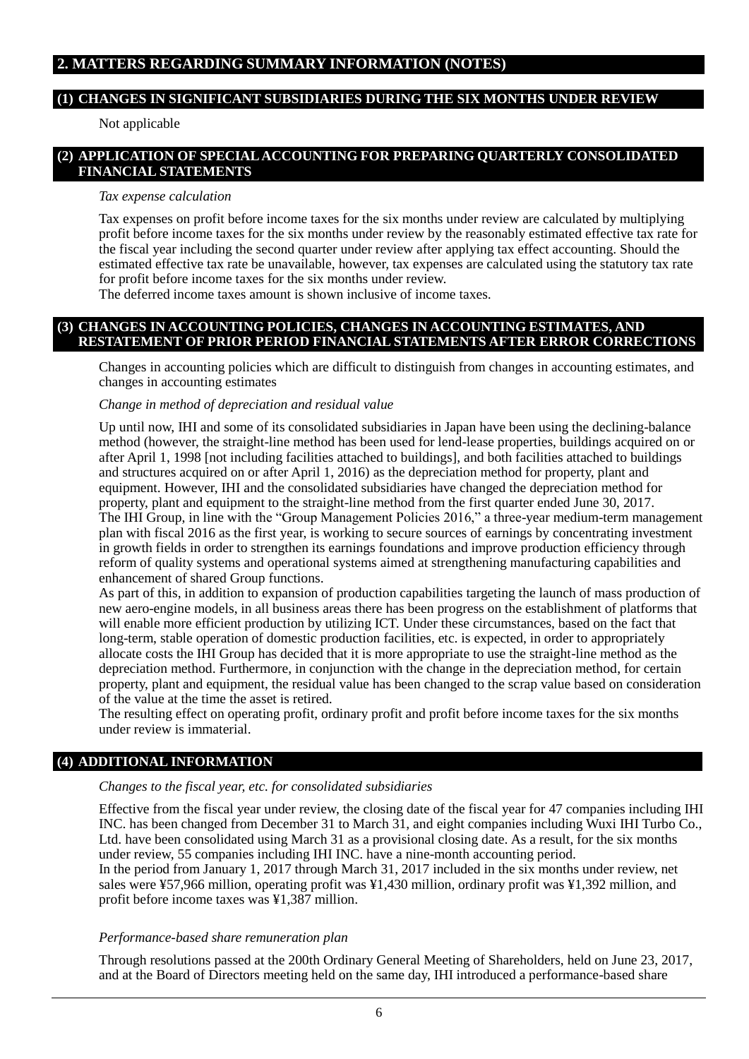## 2. MATTERS REGARDING SUMMARY INFORMATION (NOTES)

### (1) CHANGES IN SIGNIFICANT SUBSIDIARIES DURING THE SIX MONTHS UNDER REVIEW

Not applicable

### (2) APPLICATION OF SPECIAL ACCOUNTING FOR PREPARING QUARTERLY CONSOLIDATED FINANCIAL STATEMENTS

*Tax expense calculation*

Tax expenses on profit before income taxes for the six months under review are calculated by multiplying profit before income taxes for the six months under review by the reasonably estimated effective tax rate for the fiscal year including the second quarter under review after applying tax effect accounting. Should the estimated effective tax rate be unavailable, however, tax expenses are calculated using the statutory tax rate for profit before income taxes for the six months under review.
The deferred income taxes amount is shown inclusive of income taxes.

### (3) CHANGES IN ACCOUNTING POLICIES, CHANGES IN ACCOUNTING ESTIMATES, AND RESTATEMENT OF PRIOR PERIOD FINANCIAL STATEMENTS AFTER ERROR CORRECTIONS

Changes in accounting policies which are difficult to distinguish from changes in accounting estimates, and changes in accounting estimates

*Change in method of depreciation and residual value*

Up until now, IHI and some of its consolidated subsidiaries in Japan have been using the declining-balance method (however, the straight-line method has been used for lend-lease properties, buildings acquired on or after April 1, 1998 [not including facilities attached to buildings], and both facilities attached to buildings and structures acquired on or after April 1, 2016) as the depreciation method for property, plant and equipment. However, IHI and the consolidated subsidiaries have changed the depreciation method for property, plant and equipment to the straight-line method from the first quarter ended June 30, 2017.
The IHI Group, in line with the "Group Management Policies 2016," a three-year medium-term management plan with fiscal 2016 as the first year, is working to secure sources of earnings by concentrating investment in growth fields in order to strengthen its earnings foundations and improve production efficiency through reform of quality systems and operational systems aimed at strengthening manufacturing capabilities and enhancement of shared Group functions.
As part of this, in addition to expansion of production capabilities targeting the launch of mass production of new aero-engine models, in all business areas there has been progress on the establishment of platforms that will enable more efficient production by utilizing ICT. Under these circumstances, based on the fact that long-term, stable operation of domestic production facilities, etc. is expected, in order to appropriately allocate costs the IHI Group has decided that it is more appropriate to use the straight-line method as the depreciation method. Furthermore, in conjunction with the change in the depreciation method, for certain property, plant and equipment, the residual value has been changed to the scrap value based on consideration of the value at the time the asset is retired.
The resulting effect on operating profit, ordinary profit and profit before income taxes for the six months under review is immaterial.

### (4) ADDITIONAL INFORMATION

*Changes to the fiscal year, etc. for consolidated subsidiaries*

Effective from the fiscal year under review, the closing date of the fiscal year for 47 companies including IHI INC. has been changed from December 31 to March 31, and eight companies including Wuxi IHI Turbo Co., Ltd. have been consolidated using March 31 as a provisional closing date. As a result, for the six months under review, 55 companies including IHI INC. have a nine-month accounting period.
In the period from January 1, 2017 through March 31, 2017 included in the six months under review, net sales were ¥57,966 million, operating profit was ¥1,430 million, ordinary profit was ¥1,392 million, and profit before income taxes was ¥1,387 million.

*Performance-based share remuneration plan*

Through resolutions passed at the 200th Ordinary General Meeting of Shareholders, held on June 23, 2017, and at the Board of Directors meeting held on the same day, IHI introduced a performance-based share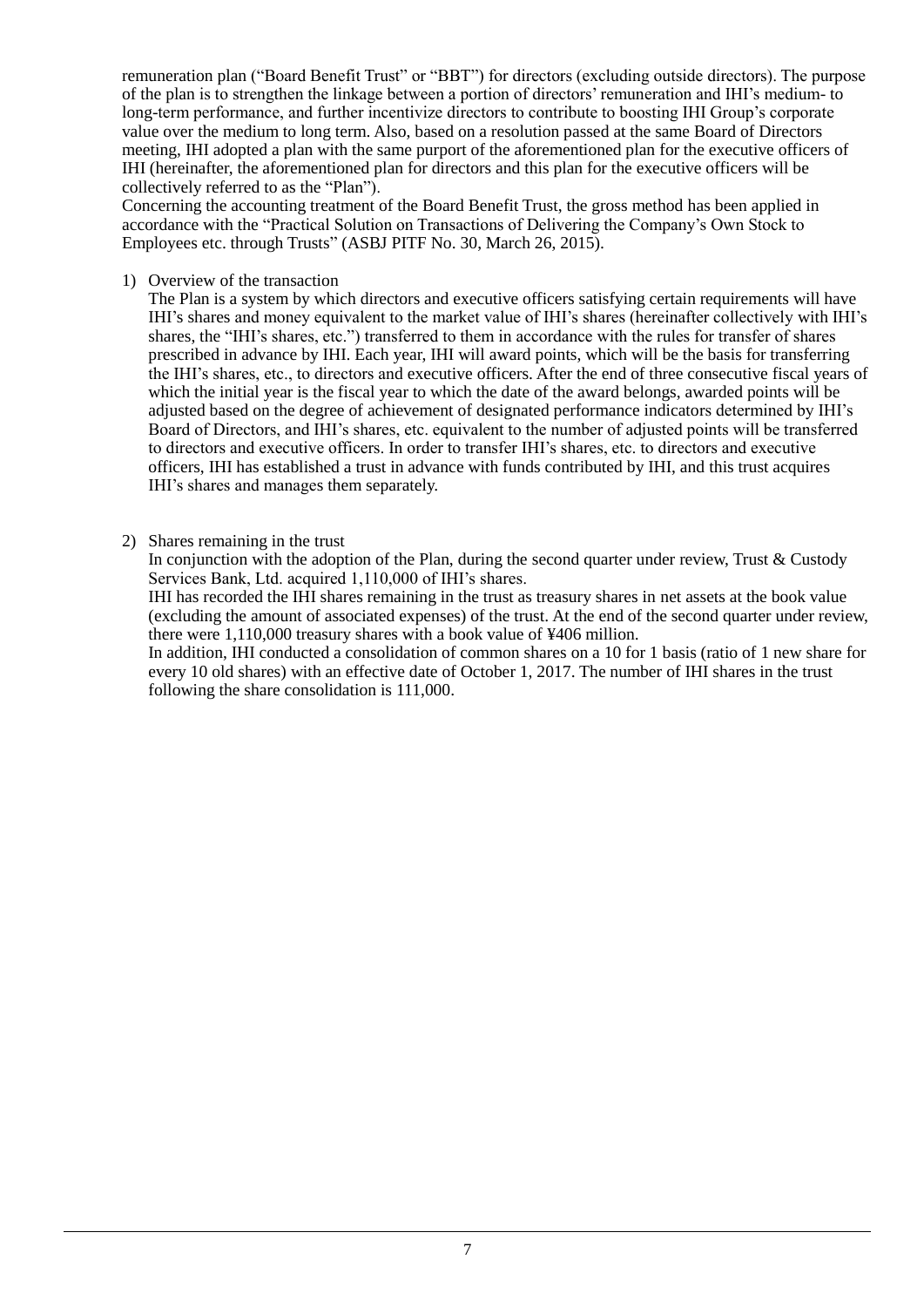remuneration plan ("Board Benefit Trust" or "BBT") for directors (excluding outside directors). The purpose of the plan is to strengthen the linkage between a portion of directors' remuneration and IHI's medium- to long-term performance, and further incentivize directors to contribute to boosting IHI Group's corporate value over the medium to long term. Also, based on a resolution passed at the same Board of Directors meeting, IHI adopted a plan with the same purport of the aforementioned plan for the executive officers of IHI (hereinafter, the aforementioned plan for directors and this plan for the executive officers will be collectively referred to as the "Plan").
Concerning the accounting treatment of the Board Benefit Trust, the gross method has been applied in accordance with the "Practical Solution on Transactions of Delivering the Company's Own Stock to Employees etc. through Trusts" (ASBJ PITF No. 30, March 26, 2015).

1) Overview of the transaction
   The Plan is a system by which directors and executive officers satisfying certain requirements will have IHI's shares and money equivalent to the market value of IHI's shares (hereinafter collectively with IHI's shares, the "IHI's shares, etc.") transferred to them in accordance with the rules for transfer of shares prescribed in advance by IHI. Each year, IHI will award points, which will be the basis for transferring the IHI's shares, etc., to directors and executive officers. After the end of three consecutive fiscal years of which the initial year is the fiscal year to which the date of the award belongs, awarded points will be adjusted based on the degree of achievement of designated performance indicators determined by IHI's Board of Directors, and IHI's shares, etc. equivalent to the number of adjusted points will be transferred to directors and executive officers. In order to transfer IHI's shares, etc. to directors and executive officers, IHI has established a trust in advance with funds contributed by IHI, and this trust acquires IHI's shares and manages them separately.

2) Shares remaining in the trust
   In conjunction with the adoption of the Plan, during the second quarter under review, Trust & Custody Services Bank, Ltd. acquired 1,110,000 of IHI's shares.
   IHI has recorded the IHI shares remaining in the trust as treasury shares in net assets at the book value (excluding the amount of associated expenses) of the trust. At the end of the second quarter under review, there were 1,110,000 treasury shares with a book value of ¥406 million.
   In addition, IHI conducted a consolidation of common shares on a 10 for 1 basis (ratio of 1 new share for every 10 old shares) with an effective date of October 1, 2017. The number of IHI shares in the trust following the share consolidation is 111,000.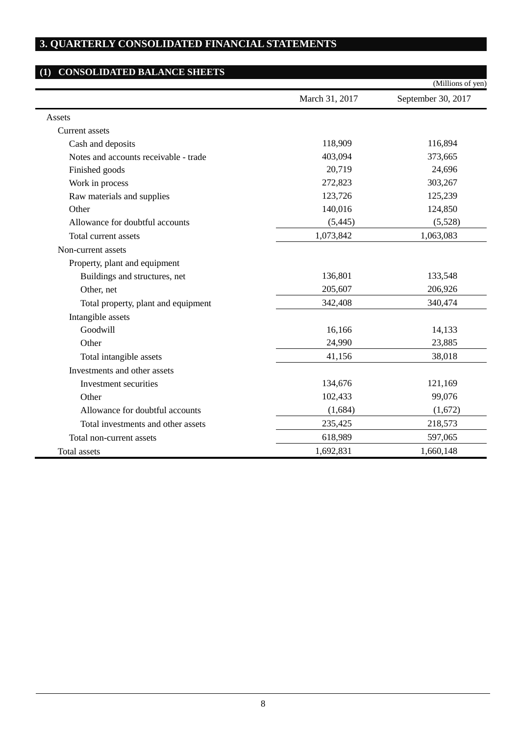## 3. QUARTERLY CONSOLIDATED FINANCIAL STATEMENTS

### (1) CONSOLIDATED BALANCE SHEETS

(Millions of yen)

| | March 31, 2017 | September 30, 2017 |
|---|---|---|
| Assets | | |
| Current assets | | |
| Cash and deposits | 118,909 | 116,894 |
| Notes and accounts receivable - trade | 403,094 | 373,665 |
| Finished goods | 20,719 | 24,696 |
| Work in process | 272,823 | 303,267 |
| Raw materials and supplies | 123,726 | 125,239 |
| Other | 140,016 | 124,850 |
| Allowance for doubtful accounts | (5,445) | (5,528) |
| Total current assets | 1,073,842 | 1,063,083 |
| Non-current assets | | |
| Property, plant and equipment | | |
| Buildings and structures, net | 136,801 | 133,548 |
| Other, net | 205,607 | 206,926 |
| Total property, plant and equipment | 342,408 | 340,474 |
| Intangible assets | | |
| Goodwill | 16,166 | 14,133 |
| Other | 24,990 | 23,885 |
| Total intangible assets | 41,156 | 38,018 |
| Investments and other assets | | |
| Investment securities | 134,676 | 121,169 |
| Other | 102,433 | 99,076 |
| Allowance for doubtful accounts | (1,684) | (1,672) |
| Total investments and other assets | 235,425 | 218,573 |
| Total non-current assets | 618,989 | 597,065 |
| Total assets | 1,692,831 | 1,660,148 |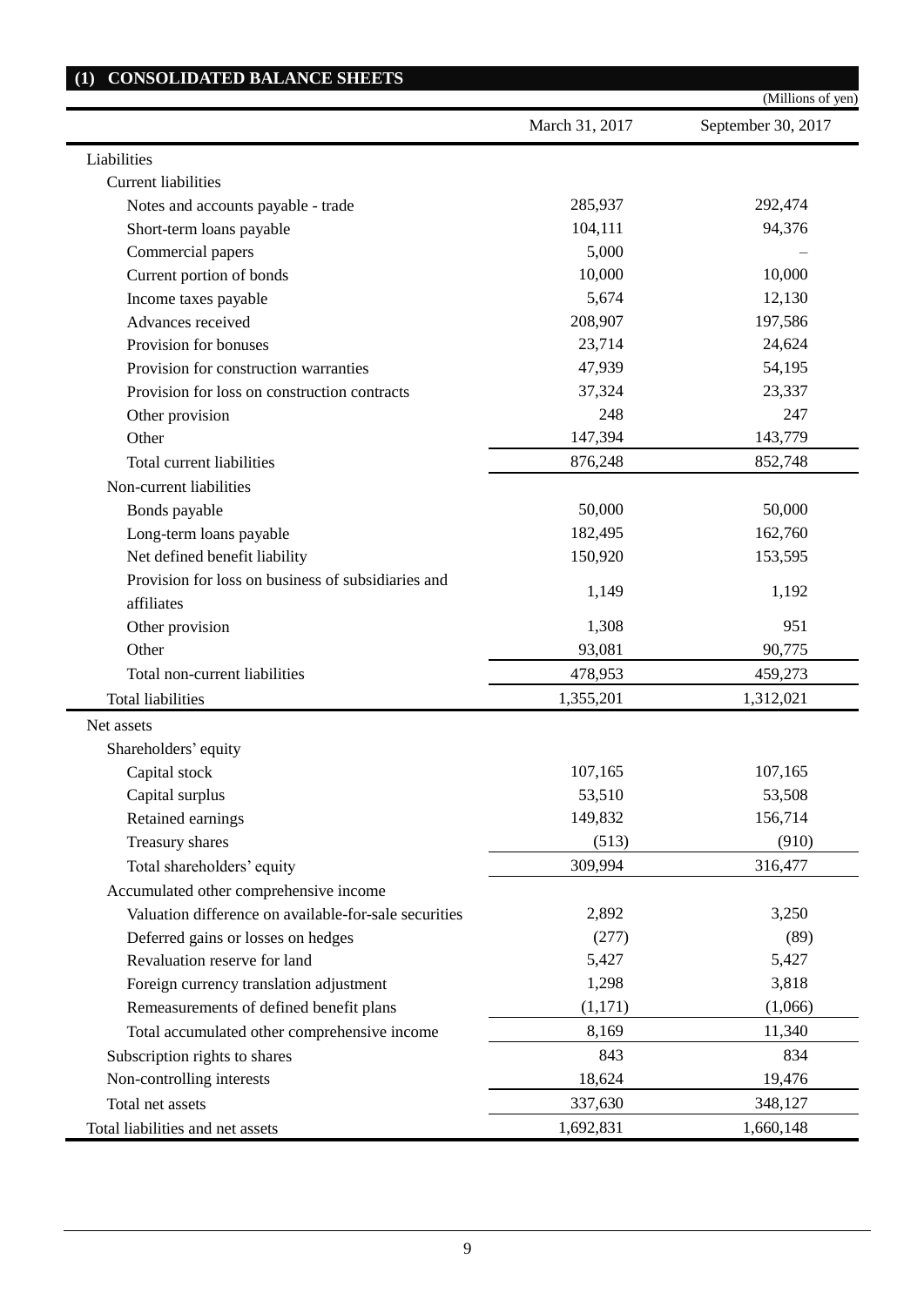## (1) CONSOLIDATED BALANCE SHEETS

(Millions of yen)

| | March 31, 2017 | September 30, 2017 |
|---|---|---|
| Liabilities | | |
| Current liabilities | | |
| Notes and accounts payable - trade | 285,937 | 292,474 |
| Short-term loans payable | 104,111 | 94,376 |
| Commercial papers | 5,000 | – |
| Current portion of bonds | 10,000 | 10,000 |
| Income taxes payable | 5,674 | 12,130 |
| Advances received | 208,907 | 197,586 |
| Provision for bonuses | 23,714 | 24,624 |
| Provision for construction warranties | 47,939 | 54,195 |
| Provision for loss on construction contracts | 37,324 | 23,337 |
| Other provision | 248 | 247 |
| Other | 147,394 | 143,779 |
| Total current liabilities | 876,248 | 852,748 |
| Non-current liabilities | | |
| Bonds payable | 50,000 | 50,000 |
| Long-term loans payable | 182,495 | 162,760 |
| Net defined benefit liability | 150,920 | 153,595 |
| Provision for loss on business of subsidiaries and affiliates | 1,149 | 1,192 |
| Other provision | 1,308 | 951 |
| Other | 93,081 | 90,775 |
| Total non-current liabilities | 478,953 | 459,273 |
| Total liabilities | 1,355,201 | 1,312,021 |
| Net assets | | |
| Shareholders' equity | | |
| Capital stock | 107,165 | 107,165 |
| Capital surplus | 53,510 | 53,508 |
| Retained earnings | 149,832 | 156,714 |
| Treasury shares | (513) | (910) |
| Total shareholders' equity | 309,994 | 316,477 |
| Accumulated other comprehensive income | | |
| Valuation difference on available-for-sale securities | 2,892 | 3,250 |
| Deferred gains or losses on hedges | (277) | (89) |
| Revaluation reserve for land | 5,427 | 5,427 |
| Foreign currency translation adjustment | 1,298 | 3,818 |
| Remeasurements of defined benefit plans | (1,171) | (1,066) |
| Total accumulated other comprehensive income | 8,169 | 11,340 |
| Subscription rights to shares | 843 | 834 |
| Non-controlling interests | 18,624 | 19,476 |
| Total net assets | 337,630 | 348,127 |
| Total liabilities and net assets | 1,692,831 | 1,660,148 |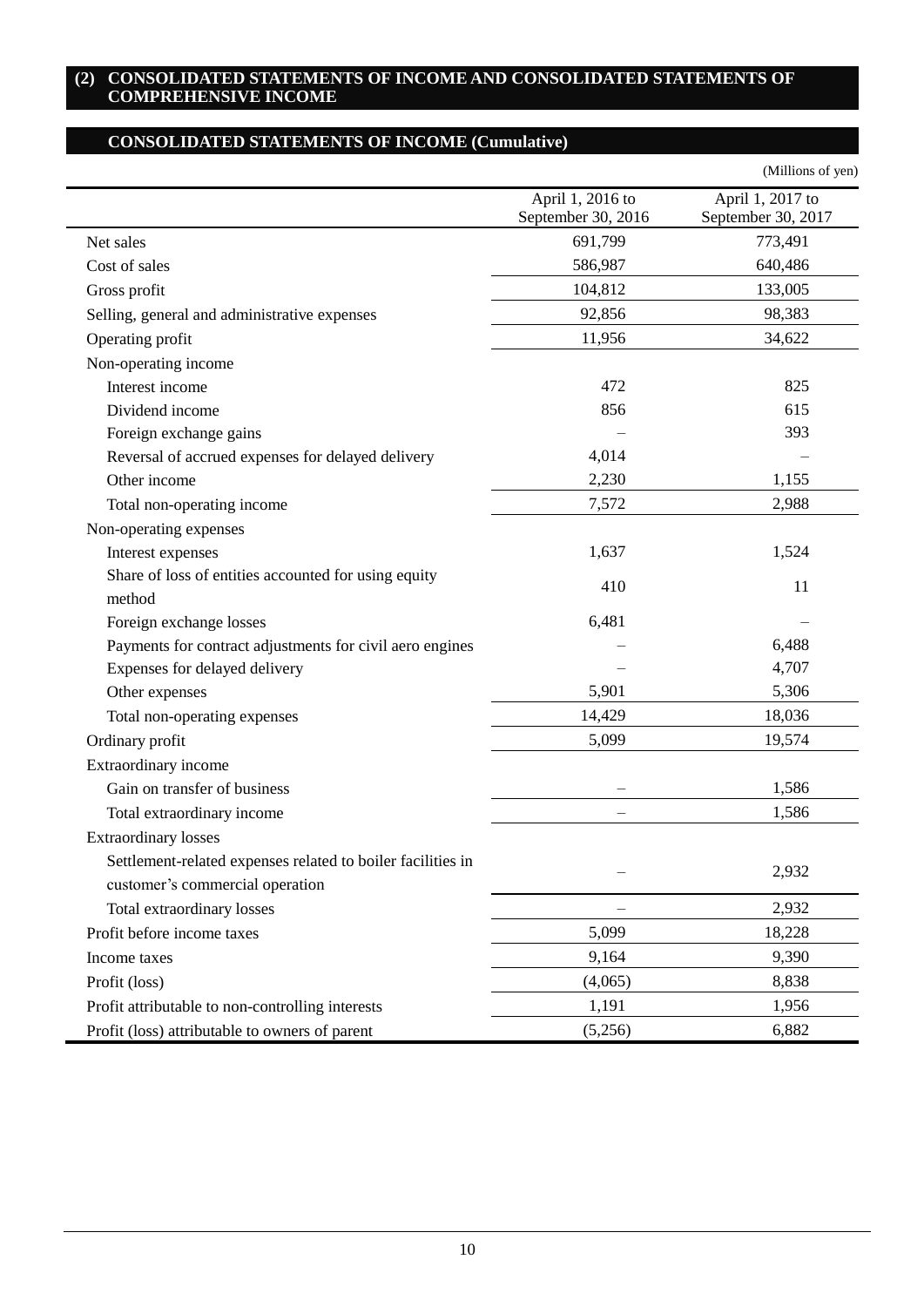## (2) CONSOLIDATED STATEMENTS OF INCOME AND CONSOLIDATED STATEMENTS OF COMPREHENSIVE INCOME

### CONSOLIDATED STATEMENTS OF INCOME (Cumulative)

(Millions of yen)

| | April 1, 2016 to September 30, 2016 | April 1, 2017 to September 30, 2017 |
|---|---|---|
| Net sales | 691,799 | 773,491 |
| Cost of sales | 586,987 | 640,486 |
| Gross profit | 104,812 | 133,005 |
| Selling, general and administrative expenses | 92,856 | 98,383 |
| Operating profit | 11,956 | 34,622 |
| Non-operating income | | |
| Interest income | 472 | 825 |
| Dividend income | 856 | 615 |
| Foreign exchange gains | – | 393 |
| Reversal of accrued expenses for delayed delivery | 4,014 | – |
| Other income | 2,230 | 1,155 |
| Total non-operating income | 7,572 | 2,988 |
| Non-operating expenses | | |
| Interest expenses | 1,637 | 1,524 |
| Share of loss of entities accounted for using equity method | 410 | 11 |
| Foreign exchange losses | 6,481 | – |
| Payments for contract adjustments for civil aero engines | – | 6,488 |
| Expenses for delayed delivery | – | 4,707 |
| Other expenses | 5,901 | 5,306 |
| Total non-operating expenses | 14,429 | 18,036 |
| Ordinary profit | 5,099 | 19,574 |
| Extraordinary income | | |
| Gain on transfer of business | – | 1,586 |
| Total extraordinary income | – | 1,586 |
| Extraordinary losses | | |
| Settlement-related expenses related to boiler facilities in customer's commercial operation | – | 2,932 |
| Total extraordinary losses | – | 2,932 |
| Profit before income taxes | 5,099 | 18,228 |
| Income taxes | 9,164 | 9,390 |
| Profit (loss) | (4,065) | 8,838 |
| Profit attributable to non-controlling interests | 1,191 | 1,956 |
| Profit (loss) attributable to owners of parent | (5,256) | 6,882 |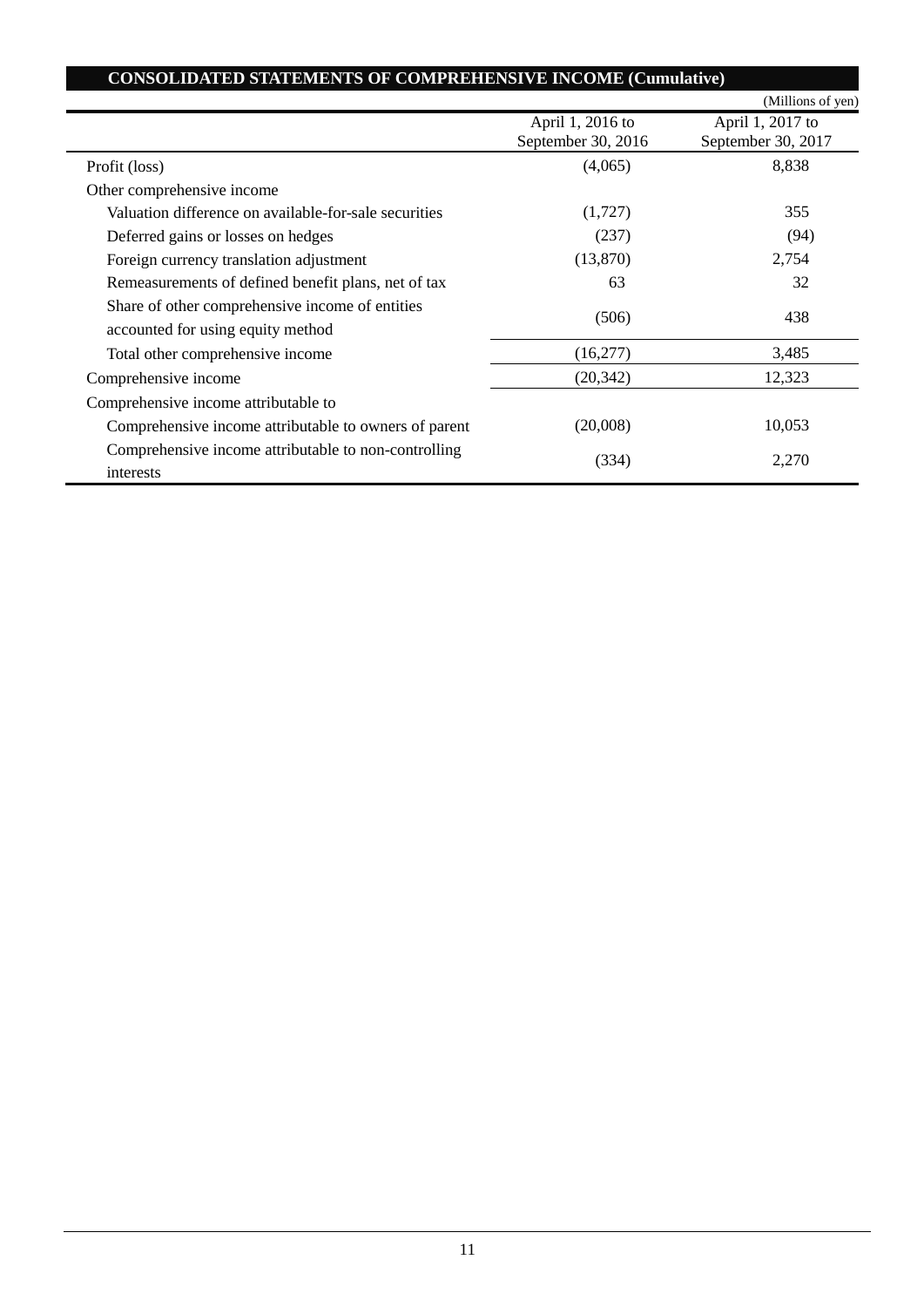## CONSOLIDATED STATEMENTS OF COMPREHENSIVE INCOME (Cumulative)

(Millions of yen)

| | April 1, 2016 to September 30, 2016 | April 1, 2017 to September 30, 2017 |
|---|---|---|
| Profit (loss) | (4,065) | 8,838 |
| Other comprehensive income | | |
| Valuation difference on available-for-sale securities | (1,727) | 355 |
| Deferred gains or losses on hedges | (237) | (94) |
| Foreign currency translation adjustment | (13,870) | 2,754 |
| Remeasurements of defined benefit plans, net of tax | 63 | 32 |
| Share of other comprehensive income of entities accounted for using equity method | (506) | 438 |
| Total other comprehensive income | (16,277) | 3,485 |
| Comprehensive income | (20,342) | 12,323 |
| Comprehensive income attributable to | | |
| Comprehensive income attributable to owners of parent | (20,008) | 10,053 |
| Comprehensive income attributable to non-controlling interests | (334) | 2,270 |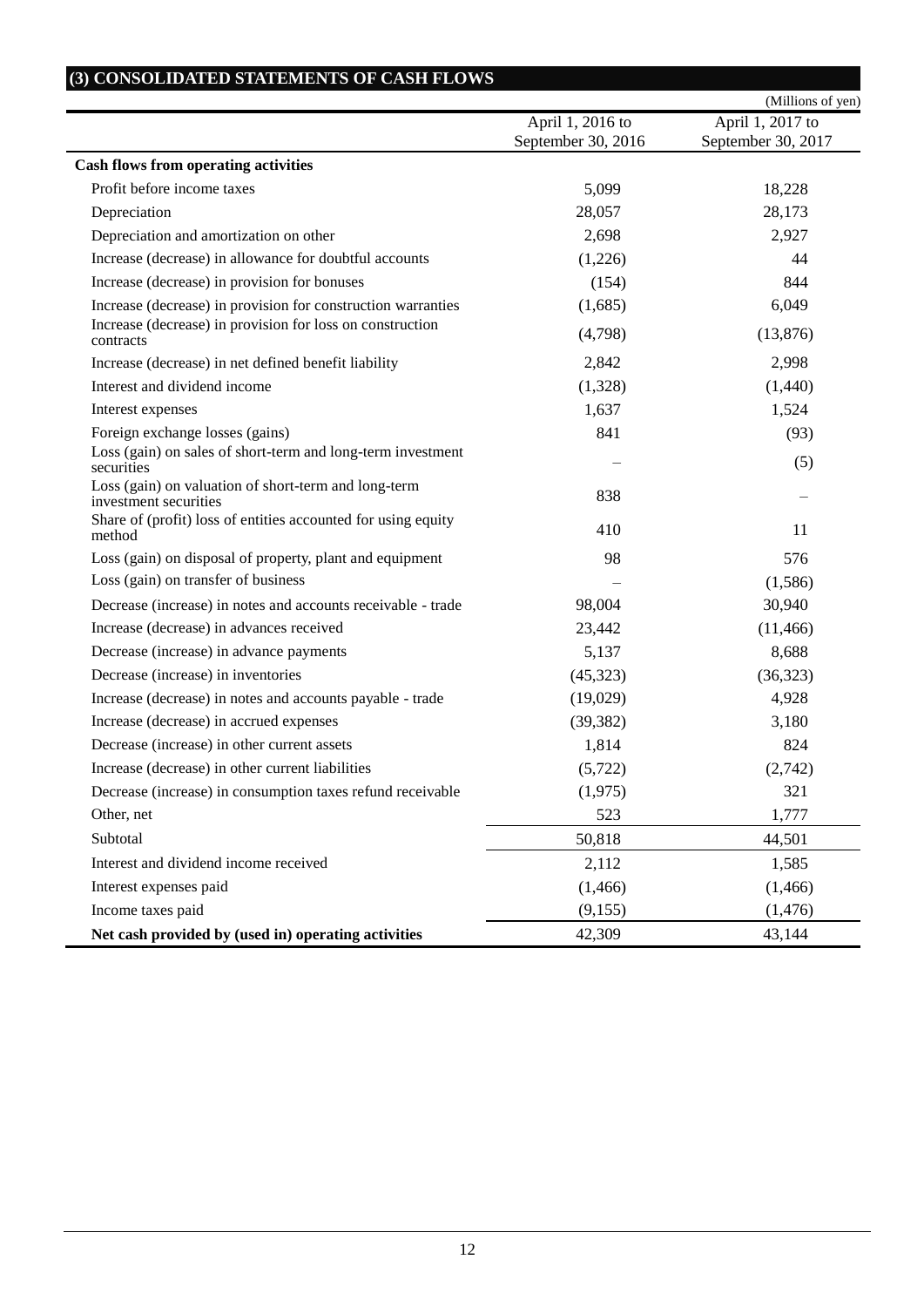### (3) CONSOLIDATED STATEMENTS OF CASH FLOWS

(Millions of yen)

| | April 1, 2016 to September 30, 2016 | April 1, 2017 to September 30, 2017 |
|---|---|---|
| **Cash flows from operating activities** | | |
| Profit before income taxes | 5,099 | 18,228 |
| Depreciation | 28,057 | 28,173 |
| Depreciation and amortization on other | 2,698 | 2,927 |
| Increase (decrease) in allowance for doubtful accounts | (1,226) | 44 |
| Increase (decrease) in provision for bonuses | (154) | 844 |
| Increase (decrease) in provision for construction warranties | (1,685) | 6,049 |
| Increase (decrease) in provision for loss on construction contracts | (4,798) | (13,876) |
| Increase (decrease) in net defined benefit liability | 2,842 | 2,998 |
| Interest and dividend income | (1,328) | (1,440) |
| Interest expenses | 1,637 | 1,524 |
| Foreign exchange losses (gains) | 841 | (93) |
| Loss (gain) on sales of short-term and long-term investment securities | – | (5) |
| Loss (gain) on valuation of short-term and long-term investment securities | 838 | – |
| Share of (profit) loss of entities accounted for using equity method | 410 | 11 |
| Loss (gain) on disposal of property, plant and equipment | 98 | 576 |
| Loss (gain) on transfer of business | – | (1,586) |
| Decrease (increase) in notes and accounts receivable - trade | 98,004 | 30,940 |
| Increase (decrease) in advances received | 23,442 | (11,466) |
| Decrease (increase) in advance payments | 5,137 | 8,688 |
| Decrease (increase) in inventories | (45,323) | (36,323) |
| Increase (decrease) in notes and accounts payable - trade | (19,029) | 4,928 |
| Increase (decrease) in accrued expenses | (39,382) | 3,180 |
| Decrease (increase) in other current assets | 1,814 | 824 |
| Increase (decrease) in other current liabilities | (5,722) | (2,742) |
| Decrease (increase) in consumption taxes refund receivable | (1,975) | 321 |
| Other, net | 523 | 1,777 |
| Subtotal | 50,818 | 44,501 |
| Interest and dividend income received | 2,112 | 1,585 |
| Interest expenses paid | (1,466) | (1,466) |
| Income taxes paid | (9,155) | (1,476) |
| **Net cash provided by (used in) operating activities** | 42,309 | 43,144 |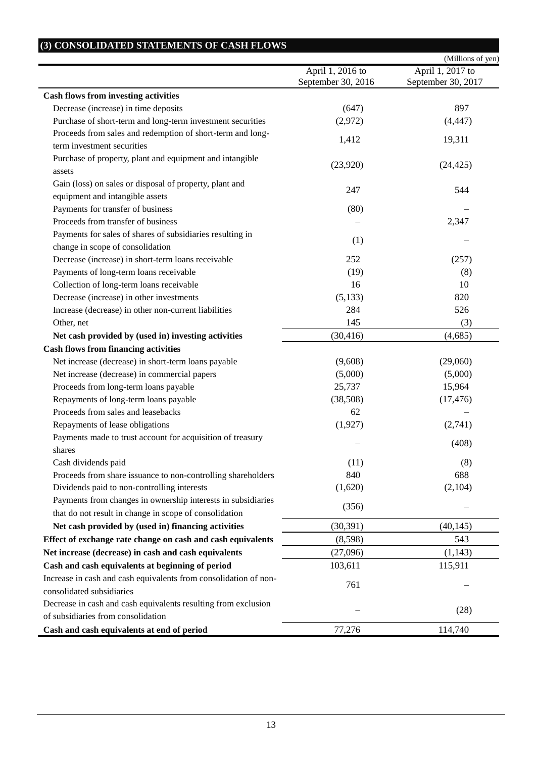## (3) CONSOLIDATED STATEMENTS OF CASH FLOWS

(Millions of yen)

| | April 1, 2016 to September 30, 2016 | April 1, 2017 to September 30, 2017 |
|---|---|---|
| **Cash flows from investing activities** | | |
| Decrease (increase) in time deposits | (647) | 897 |
| Purchase of short-term and long-term investment securities | (2,972) | (4,447) |
| Proceeds from sales and redemption of short-term and long-term investment securities | 1,412 | 19,311 |
| Purchase of property, plant and equipment and intangible assets | (23,920) | (24,425) |
| Gain (loss) on sales or disposal of property, plant and equipment and intangible assets | 247 | 544 |
| Payments for transfer of business | (80) | – |
| Proceeds from transfer of business | – | 2,347 |
| Payments for sales of shares of subsidiaries resulting in change in scope of consolidation | (1) | – |
| Decrease (increase) in short-term loans receivable | 252 | (257) |
| Payments of long-term loans receivable | (19) | (8) |
| Collection of long-term loans receivable | 16 | 10 |
| Decrease (increase) in other investments | (5,133) | 820 |
| Increase (decrease) in other non-current liabilities | 284 | 526 |
| Other, net | 145 | (3) |
| **Net cash provided by (used in) investing activities** | (30,416) | (4,685) |
| **Cash flows from financing activities** | | |
| Net increase (decrease) in short-term loans payable | (9,608) | (29,060) |
| Net increase (decrease) in commercial papers | (5,000) | (5,000) |
| Proceeds from long-term loans payable | 25,737 | 15,964 |
| Repayments of long-term loans payable | (38,508) | (17,476) |
| Proceeds from sales and leasebacks | 62 | – |
| Repayments of lease obligations | (1,927) | (2,741) |
| Payments made to trust account for acquisition of treasury shares | – | (408) |
| Cash dividends paid | (11) | (8) |
| Proceeds from share issuance to non-controlling shareholders | 840 | 688 |
| Dividends paid to non-controlling interests | (1,620) | (2,104) |
| Payments from changes in ownership interests in subsidiaries that do not result in change in scope of consolidation | (356) | – |
| **Net cash provided by (used in) financing activities** | (30,391) | (40,145) |
| **Effect of exchange rate change on cash and cash equivalents** | (8,598) | 543 |
| **Net increase (decrease) in cash and cash equivalents** | (27,096) | (1,143) |
| **Cash and cash equivalents at beginning of period** | 103,611 | 115,911 |
| Increase in cash and cash equivalents from consolidation of non-consolidated subsidiaries | 761 | – |
| Decrease in cash and cash equivalents resulting from exclusion of subsidiaries from consolidation | – | (28) |
| **Cash and cash equivalents at end of period** | 77,276 | 114,740 |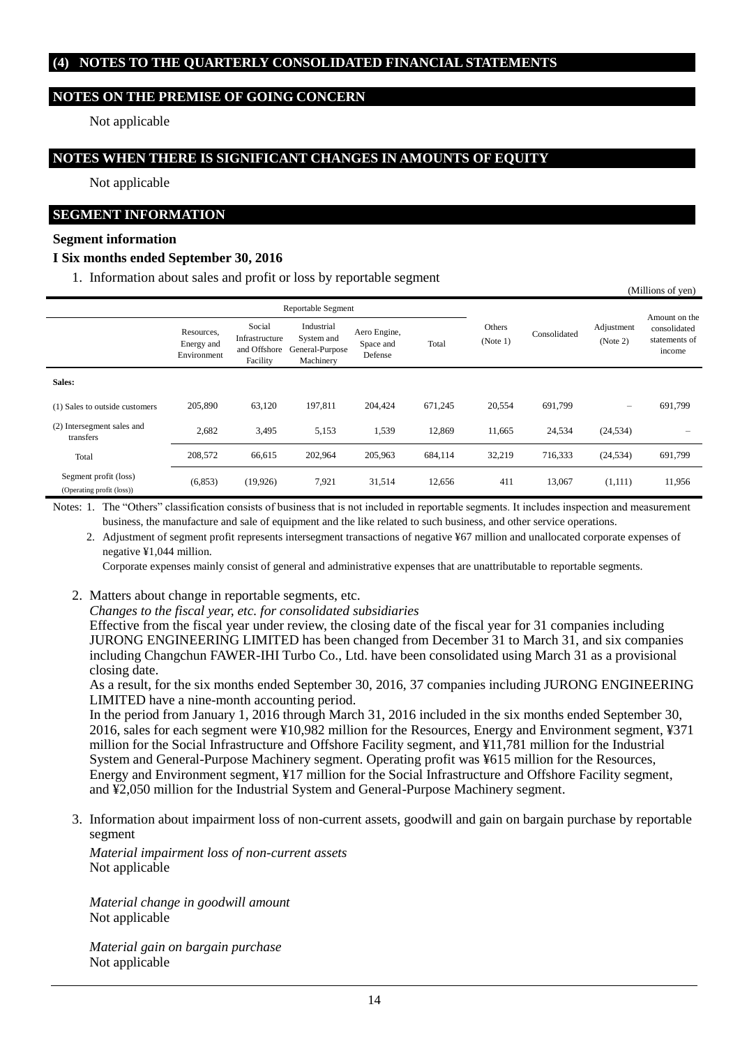## (4) NOTES TO THE QUARTERLY CONSOLIDATED FINANCIAL STATEMENTS

## NOTES ON THE PREMISE OF GOING CONCERN

Not applicable

## NOTES WHEN THERE IS SIGNIFICANT CHANGES IN AMOUNTS OF EQUITY

Not applicable

## SEGMENT INFORMATION

**Segment information**

**I Six months ended September 30, 2016**

1. Information about sales and profit or loss by reportable segment

(Millions of yen)

| | Reportable Segment | | | | | Others (Note 1) | Consolidated | Adjustment (Note 2) | Amount on the consolidated statements of income |
|---|---|---|---|---|---|---|---|---|---|
| | Resources, Energy and Environment | Social Infrastructure and Offshore Facility | Industrial System and General-Purpose Machinery | Aero Engine, Space and Defense | Total | | | | |
| **Sales:** | | | | | | | | | |
| (1) Sales to outside customers | 205,890 | 63,120 | 197,811 | 204,424 | 671,245 | 20,554 | 691,799 | – | 691,799 |
| (2) Intersegment sales and transfers | 2,682 | 3,495 | 5,153 | 1,539 | 12,869 | 11,665 | 24,534 | (24,534) | – |
| Total | 208,572 | 66,615 | 202,964 | 205,963 | 684,114 | 32,219 | 716,333 | (24,534) | 691,799 |
| Segment profit (loss) (Operating profit (loss)) | (6,853) | (19,926) | 7,921 | 31,514 | 12,656 | 411 | 13,067 | (1,111) | 11,956 |

Notes: 1. The "Others" classification consists of business that is not included in reportable segments. It includes inspection and measurement business, the manufacture and sale of equipment and the like related to such business, and other service operations.

2. Adjustment of segment profit represents intersegment transactions of negative ¥67 million and unallocated corporate expenses of negative ¥1,044 million.
Corporate expenses mainly consist of general and administrative expenses that are unattributable to reportable segments.

2. Matters about change in reportable segments, etc.

*Changes to the fiscal year, etc. for consolidated subsidiaries*

Effective from the fiscal year under review, the closing date of the fiscal year for 31 companies including JURONG ENGINEERING LIMITED has been changed from December 31 to March 31, and six companies including Changchun FAWER-IHI Turbo Co., Ltd. have been consolidated using March 31 as a provisional closing date.

As a result, for the six months ended September 30, 2016, 37 companies including JURONG ENGINEERING LIMITED have a nine-month accounting period.

In the period from January 1, 2016 through March 31, 2016 included in the six months ended September 30, 2016, sales for each segment were ¥10,982 million for the Resources, Energy and Environment segment, ¥371 million for the Social Infrastructure and Offshore Facility segment, and ¥11,781 million for the Industrial System and General-Purpose Machinery segment. Operating profit was ¥615 million for the Resources, Energy and Environment segment, ¥17 million for the Social Infrastructure and Offshore Facility segment, and ¥2,050 million for the Industrial System and General-Purpose Machinery segment.

3. Information about impairment loss of non-current assets, goodwill and gain on bargain purchase by reportable segment

*Material impairment loss of non-current assets*
Not applicable

*Material change in goodwill amount*
Not applicable

*Material gain on bargain purchase*
Not applicable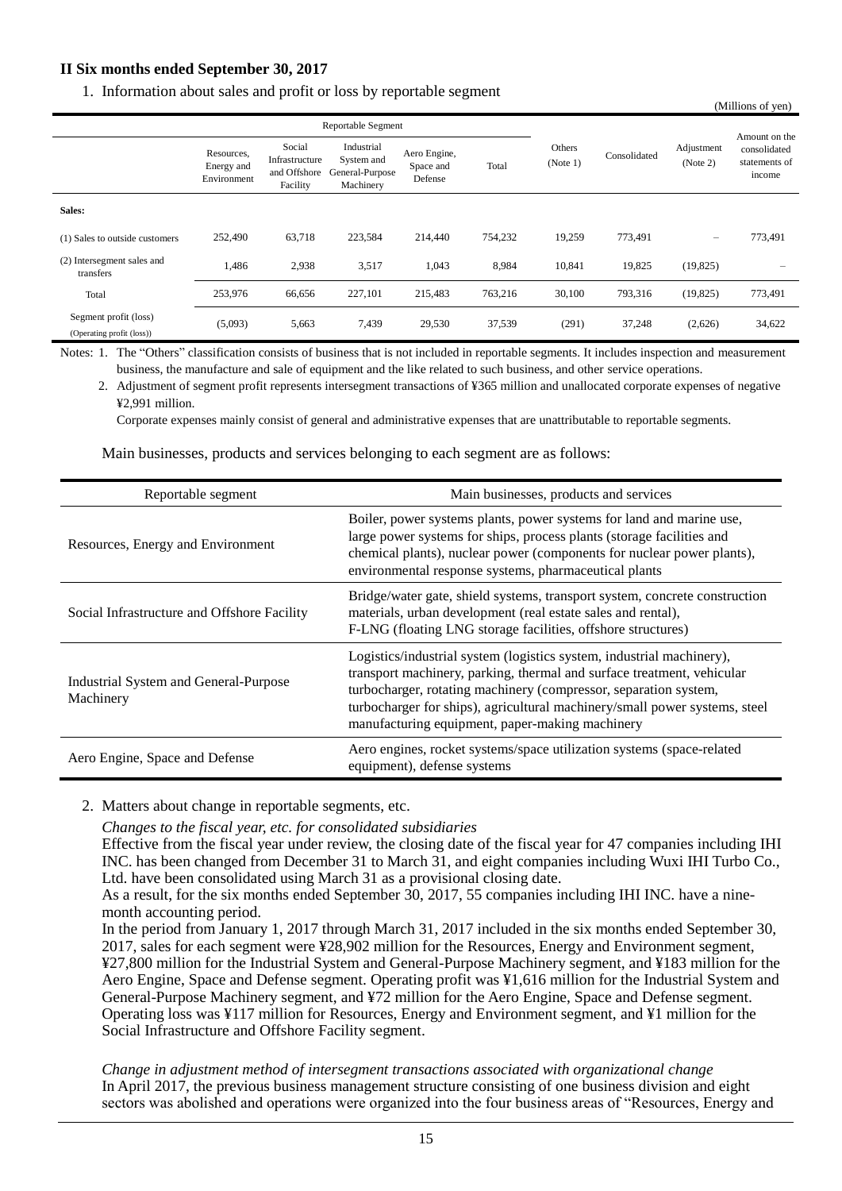**II Six months ended September 30, 2017**

1. Information about sales and profit or loss by reportable segment

(Millions of yen)

| | Reportable Segment | | | | | Others (Note 1) | Consolidated | Adjustment (Note 2) | Amount on the consolidated statements of income |
|---|---|---|---|---|---|---|---|---|---|
| | Resources, Energy and Environment | Social Infrastructure and Offshore Facility | Industrial System and General-Purpose Machinery | Aero Engine, Space and Defense | Total | | | | |
| **Sales:** | | | | | | | | | |
| (1) Sales to outside customers | 252,490 | 63,718 | 223,584 | 214,440 | 754,232 | 19,259 | 773,491 | – | 773,491 |
| (2) Intersegment sales and transfers | 1,486 | 2,938 | 3,517 | 1,043 | 8,984 | 10,841 | 19,825 | (19,825) | – |
| Total | 253,976 | 66,656 | 227,101 | 215,483 | 763,216 | 30,100 | 793,316 | (19,825) | 773,491 |
| Segment profit (loss) (Operating profit (loss)) | (5,093) | 5,663 | 7,439 | 29,530 | 37,539 | (291) | 37,248 | (2,626) | 34,622 |

Notes: 1. The "Others" classification consists of business that is not included in reportable segments. It includes inspection and measurement business, the manufacture and sale of equipment and the like related to such business, and other service operations.

2. Adjustment of segment profit represents intersegment transactions of ¥365 million and unallocated corporate expenses of negative ¥2,991 million.
Corporate expenses mainly consist of general and administrative expenses that are unattributable to reportable segments.

Main businesses, products and services belonging to each segment are as follows:

| Reportable segment | Main businesses, products and services |
|---|---|
| Resources, Energy and Environment | Boiler, power systems plants, power systems for land and marine use, large power systems for ships, process plants (storage facilities and chemical plants), nuclear power (components for nuclear power plants), environmental response systems, pharmaceutical plants |
| Social Infrastructure and Offshore Facility | Bridge/water gate, shield systems, transport system, concrete construction materials, urban development (real estate sales and rental), F-LNG (floating LNG storage facilities, offshore structures) |
| Industrial System and General-Purpose Machinery | Logistics/industrial system (logistics system, industrial machinery), transport machinery, parking, thermal and surface treatment, vehicular turbocharger, rotating machinery (compressor, separation system, turbocharger for ships), agricultural machinery/small power systems, steel manufacturing equipment, paper-making machinery |
| Aero Engine, Space and Defense | Aero engines, rocket systems/space utilization systems (space-related equipment), defense systems |

2. Matters about change in reportable segments, etc.

*Changes to the fiscal year, etc. for consolidated subsidiaries*

Effective from the fiscal year under review, the closing date of the fiscal year for 47 companies including IHI INC. has been changed from December 31 to March 31, and eight companies including Wuxi IHI Turbo Co., Ltd. have been consolidated using March 31 as a provisional closing date.

As a result, for the six months ended September 30, 2017, 55 companies including IHI INC. have a nine-month accounting period.

In the period from January 1, 2017 through March 31, 2017 included in the six months ended September 30, 2017, sales for each segment were ¥28,902 million for the Resources, Energy and Environment segment, ¥27,800 million for the Industrial System and General-Purpose Machinery segment, and ¥183 million for the Aero Engine, Space and Defense segment. Operating profit was ¥1,616 million for the Industrial System and General-Purpose Machinery segment, and ¥72 million for the Aero Engine, Space and Defense segment. Operating loss was ¥117 million for Resources, Energy and Environment segment, and ¥1 million for the Social Infrastructure and Offshore Facility segment.

*Change in adjustment method of intersegment transactions associated with organizational change*

In April 2017, the previous business management structure consisting of one business division and eight sectors was abolished and operations were organized into the four business areas of "Resources, Energy and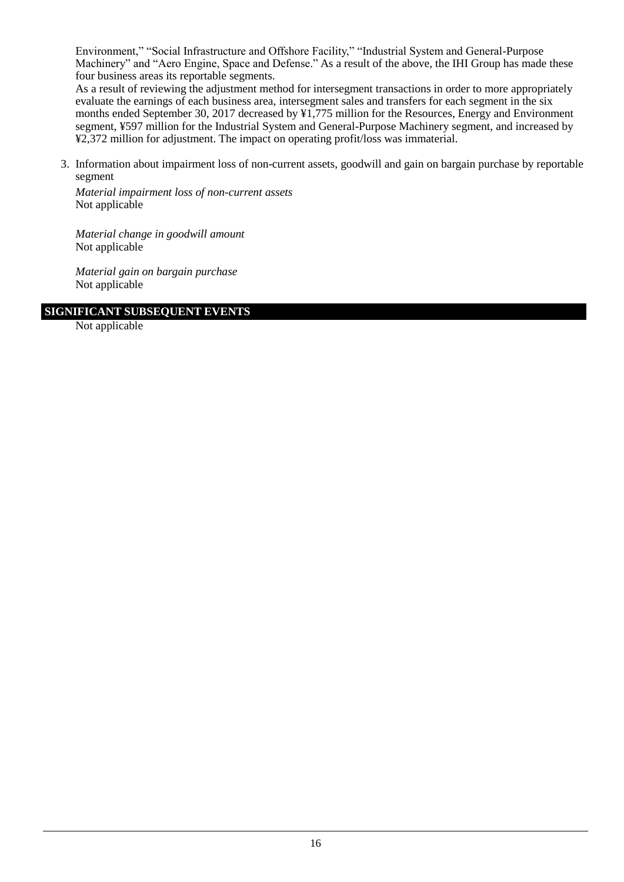Environment," "Social Infrastructure and Offshore Facility," "Industrial System and General-Purpose Machinery" and "Aero Engine, Space and Defense." As a result of the above, the IHI Group has made these four business areas its reportable segments.
As a result of reviewing the adjustment method for intersegment transactions in order to more appropriately evaluate the earnings of each business area, intersegment sales and transfers for each segment in the six months ended September 30, 2017 decreased by ¥1,775 million for the Resources, Energy and Environment segment, ¥597 million for the Industrial System and General-Purpose Machinery segment, and increased by ¥2,372 million for adjustment. The impact on operating profit/loss was immaterial.

3. Information about impairment loss of non-current assets, goodwill and gain on bargain purchase by reportable segment

   *Material impairment loss of non-current assets*
   Not applicable

   *Material change in goodwill amount*
   Not applicable

   *Material gain on bargain purchase*
   Not applicable

## SIGNIFICANT SUBSEQUENT EVENTS

Not applicable